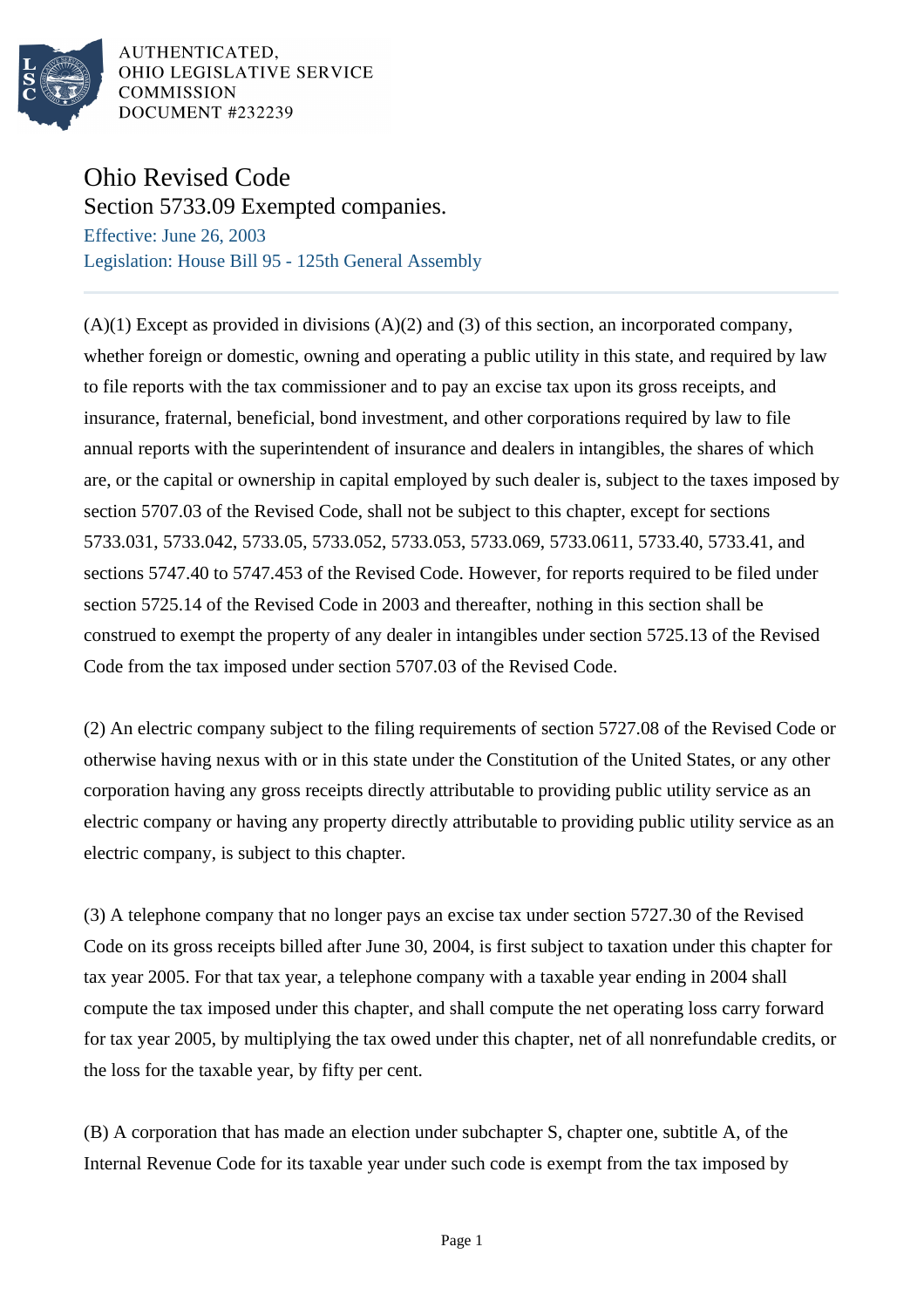AUTHENTICATED,
OHIO LEGISLATIVE SERVICE
COMMISSION
DOCUMENT #232239

# Ohio Revised Code

## Section 5733.09 Exempted companies.

Effective: June 26, 2003

Legislation: House Bill 95 - 125th General Assembly

(A)(1) Except as provided in divisions (A)(2) and (3) of this section, an incorporated company, whether foreign or domestic, owning and operating a public utility in this state, and required by law to file reports with the tax commissioner and to pay an excise tax upon its gross receipts, and insurance, fraternal, beneficial, bond investment, and other corporations required by law to file annual reports with the superintendent of insurance and dealers in intangibles, the shares of which are, or the capital or ownership in capital employed by such dealer is, subject to the taxes imposed by section 5707.03 of the Revised Code, shall not be subject to this chapter, except for sections 5733.031, 5733.042, 5733.05, 5733.052, 5733.053, 5733.069, 5733.0611, 5733.40, 5733.41, and sections 5747.40 to 5747.453 of the Revised Code. However, for reports required to be filed under section 5725.14 of the Revised Code in 2003 and thereafter, nothing in this section shall be construed to exempt the property of any dealer in intangibles under section 5725.13 of the Revised Code from the tax imposed under section 5707.03 of the Revised Code.

(2) An electric company subject to the filing requirements of section 5727.08 of the Revised Code or otherwise having nexus with or in this state under the Constitution of the United States, or any other corporation having any gross receipts directly attributable to providing public utility service as an electric company or having any property directly attributable to providing public utility service as an electric company, is subject to this chapter.

(3) A telephone company that no longer pays an excise tax under section 5727.30 of the Revised Code on its gross receipts billed after June 30, 2004, is first subject to taxation under this chapter for tax year 2005. For that tax year, a telephone company with a taxable year ending in 2004 shall compute the tax imposed under this chapter, and shall compute the net operating loss carry forward for tax year 2005, by multiplying the tax owed under this chapter, net of all nonrefundable credits, or the loss for the taxable year, by fifty per cent.

(B) A corporation that has made an election under subchapter S, chapter one, subtitle A, of the Internal Revenue Code for its taxable year under such code is exempt from the tax imposed by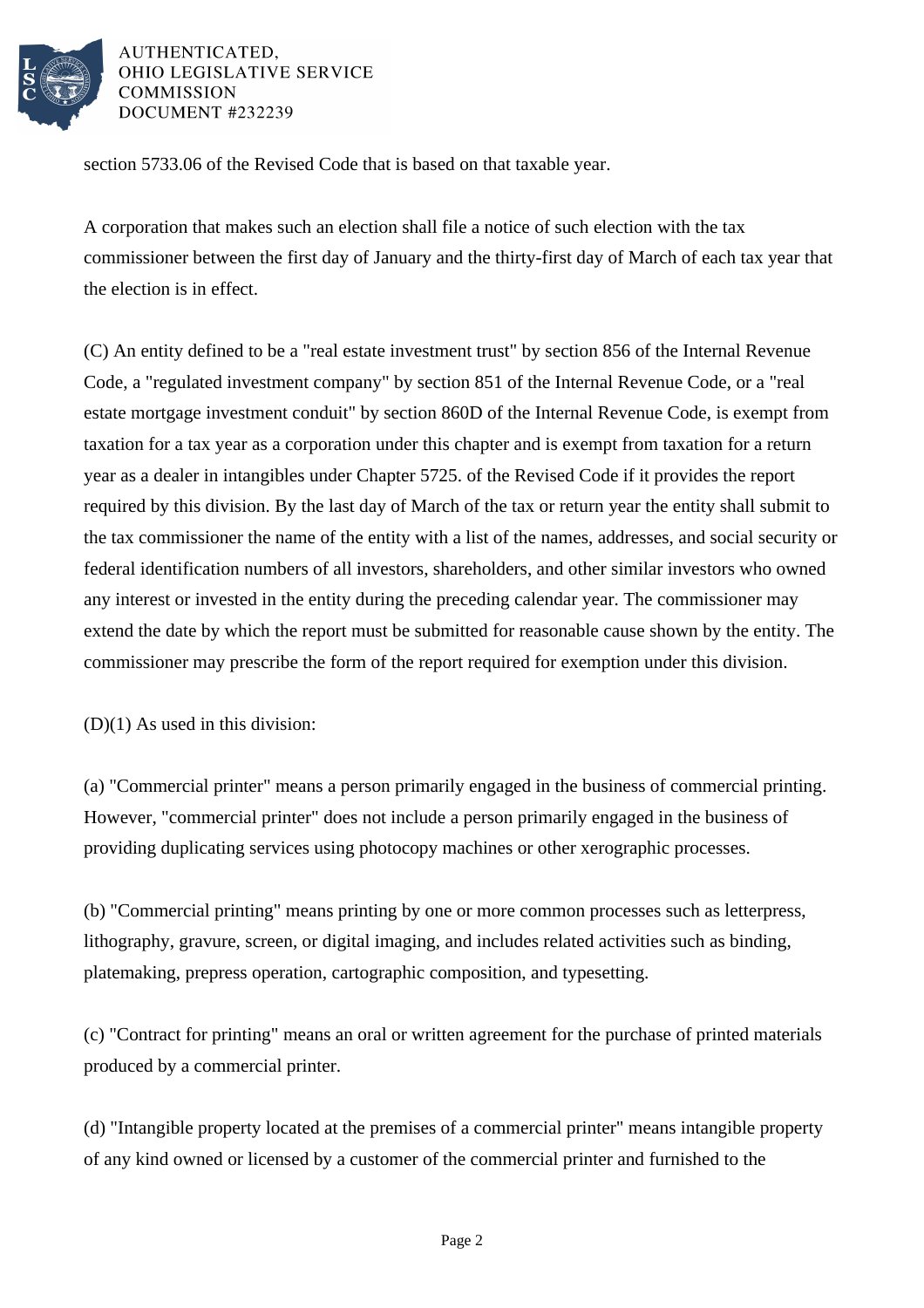section 5733.06 of the Revised Code that is based on that taxable year.

A corporation that makes such an election shall file a notice of such election with the tax commissioner between the first day of January and the thirty-first day of March of each tax year that the election is in effect.

(C) An entity defined to be a "real estate investment trust" by section 856 of the Internal Revenue Code, a "regulated investment company" by section 851 of the Internal Revenue Code, or a "real estate mortgage investment conduit" by section 860D of the Internal Revenue Code, is exempt from taxation for a tax year as a corporation under this chapter and is exempt from taxation for a return year as a dealer in intangibles under Chapter 5725. of the Revised Code if it provides the report required by this division. By the last day of March of the tax or return year the entity shall submit to the tax commissioner the name of the entity with a list of the names, addresses, and social security or federal identification numbers of all investors, shareholders, and other similar investors who owned any interest or invested in the entity during the preceding calendar year. The commissioner may extend the date by which the report must be submitted for reasonable cause shown by the entity. The commissioner may prescribe the form of the report required for exemption under this division.

(D)(1) As used in this division:

(a) "Commercial printer" means a person primarily engaged in the business of commercial printing. However, "commercial printer" does not include a person primarily engaged in the business of providing duplicating services using photocopy machines or other xerographic processes.

(b) "Commercial printing" means printing by one or more common processes such as letterpress, lithography, gravure, screen, or digital imaging, and includes related activities such as binding, platemaking, prepress operation, cartographic composition, and typesetting.

(c) "Contract for printing" means an oral or written agreement for the purchase of printed materials produced by a commercial printer.

(d) "Intangible property located at the premises of a commercial printer" means intangible property of any kind owned or licensed by a customer of the commercial printer and furnished to the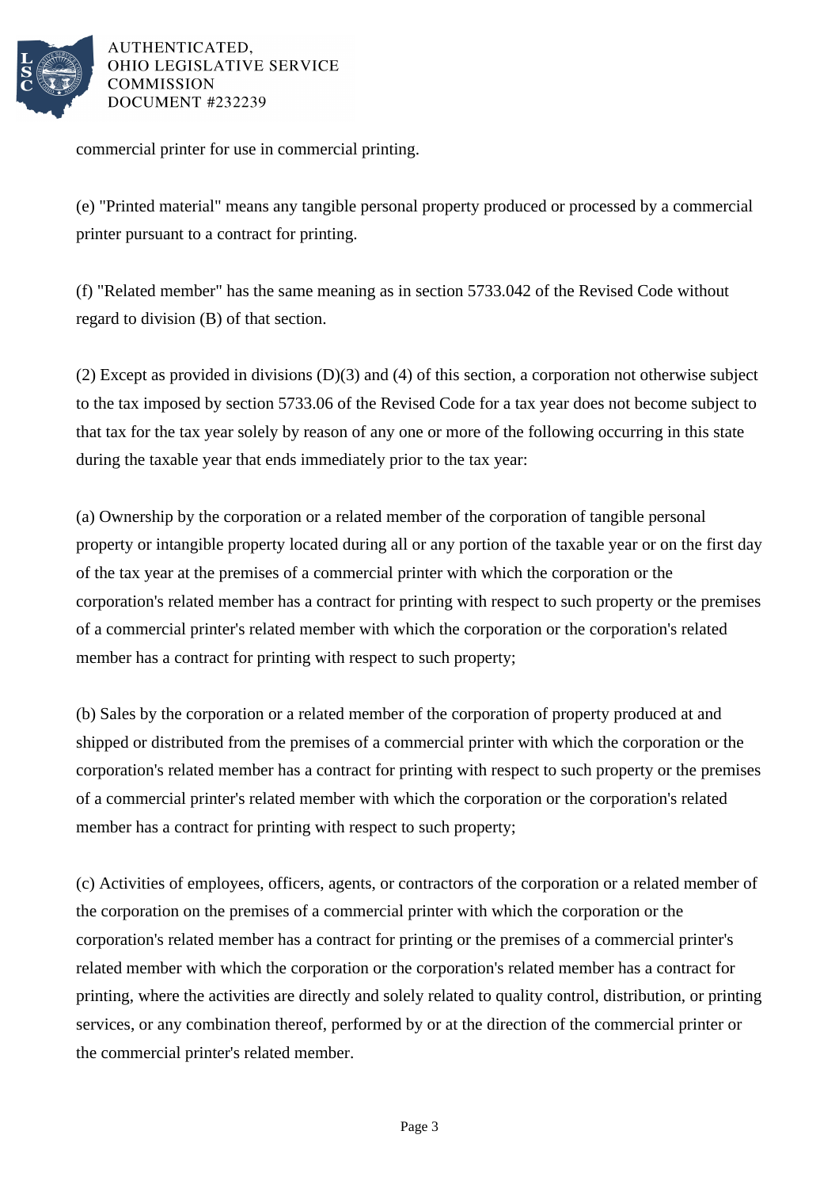commercial printer for use in commercial printing.

(e) "Printed material" means any tangible personal property produced or processed by a commercial printer pursuant to a contract for printing.

(f) "Related member" has the same meaning as in section 5733.042 of the Revised Code without regard to division (B) of that section.

(2) Except as provided in divisions (D)(3) and (4) of this section, a corporation not otherwise subject to the tax imposed by section 5733.06 of the Revised Code for a tax year does not become subject to that tax for the tax year solely by reason of any one or more of the following occurring in this state during the taxable year that ends immediately prior to the tax year:

(a) Ownership by the corporation or a related member of the corporation of tangible personal property or intangible property located during all or any portion of the taxable year or on the first day of the tax year at the premises of a commercial printer with which the corporation or the corporation's related member has a contract for printing with respect to such property or the premises of a commercial printer's related member with which the corporation or the corporation's related member has a contract for printing with respect to such property;

(b) Sales by the corporation or a related member of the corporation of property produced at and shipped or distributed from the premises of a commercial printer with which the corporation or the corporation's related member has a contract for printing with respect to such property or the premises of a commercial printer's related member with which the corporation or the corporation's related member has a contract for printing with respect to such property;

(c) Activities of employees, officers, agents, or contractors of the corporation or a related member of the corporation on the premises of a commercial printer with which the corporation or the corporation's related member has a contract for printing or the premises of a commercial printer's related member with which the corporation or the corporation's related member has a contract for printing, where the activities are directly and solely related to quality control, distribution, or printing services, or any combination thereof, performed by or at the direction of the commercial printer or the commercial printer's related member.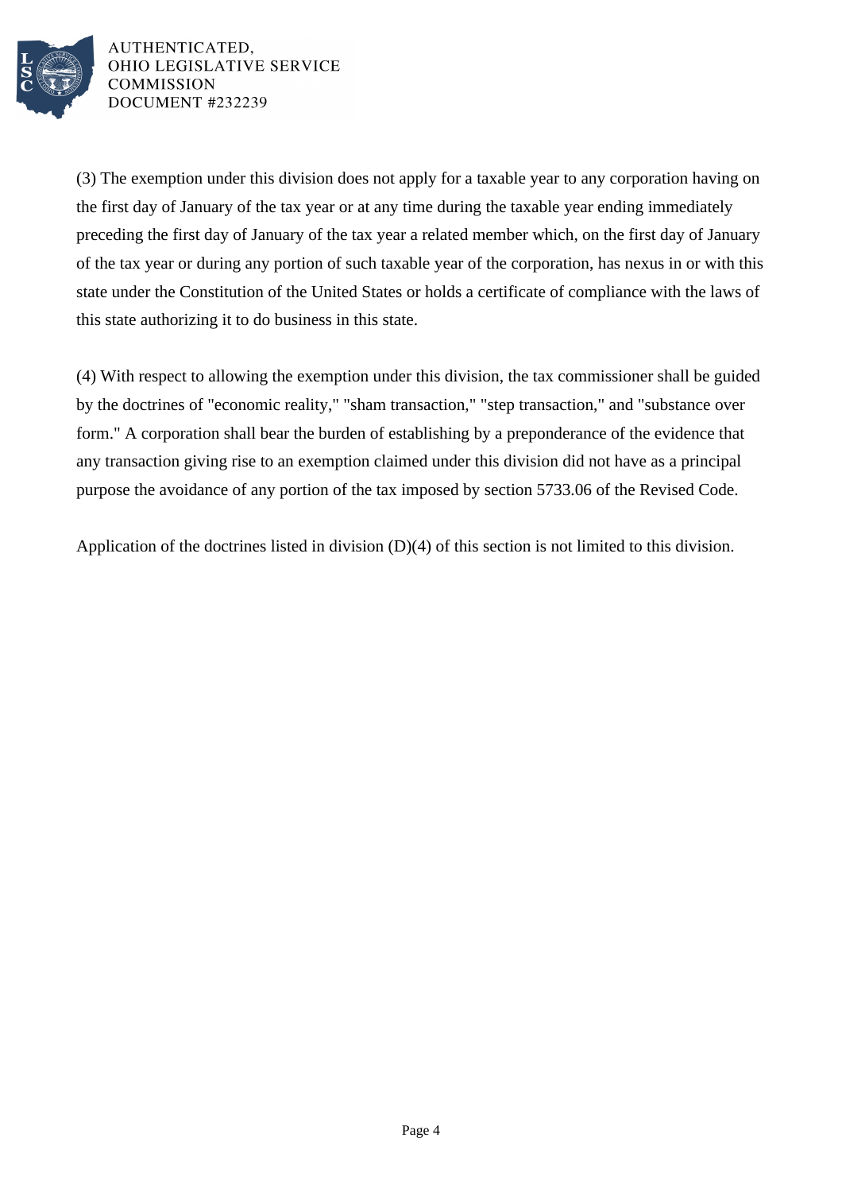(3) The exemption under this division does not apply for a taxable year to any corporation having on the first day of January of the tax year or at any time during the taxable year ending immediately preceding the first day of January of the tax year a related member which, on the first day of January of the tax year or during any portion of such taxable year of the corporation, has nexus in or with this state under the Constitution of the United States or holds a certificate of compliance with the laws of this state authorizing it to do business in this state.

(4) With respect to allowing the exemption under this division, the tax commissioner shall be guided by the doctrines of "economic reality," "sham transaction," "step transaction," and "substance over form." A corporation shall bear the burden of establishing by a preponderance of the evidence that any transaction giving rise to an exemption claimed under this division did not have as a principal purpose the avoidance of any portion of the tax imposed by section 5733.06 of the Revised Code.

Application of the doctrines listed in division (D)(4) of this section is not limited to this division.